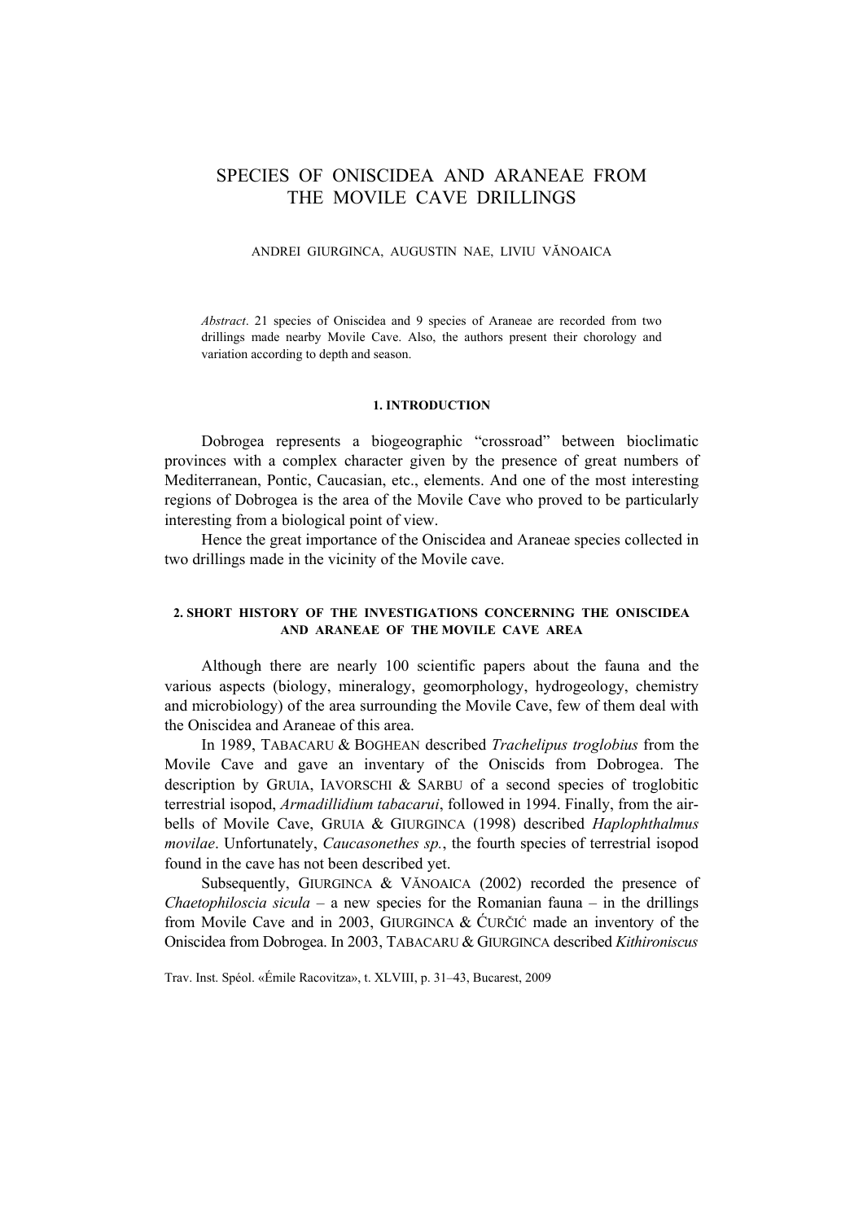# SPECIES OF ONISCIDEA AND ARANEAE FROM THE MOVILE CAVE DRILLINGS

ANDREI GIURGINCA, AUGUSTIN NAE, LIVIU VĂNOAICA

*Abstract*. 21 species of Oniscidea and 9 species of Araneae are recorded from two drillings made nearby Movile Cave. Also, the authors present their chorology and variation according to depth and season.

## 1. INTRODUCTION

Dobrogea represents a biogeographic "crossroad" between bioclimatic provinces with a complex character given by the presence of great numbers of Mediterranean, Pontic, Caucasian, etc., elements. And one of the most interesting regions of Dobrogea is the area of the Movile Cave who proved to be particularly interesting from a biological point of view.

Hence the great importance of the Oniscidea and Araneae species collected in two drillings made in the vicinity of the Movile cave.

## 2. SHORT HISTORY OF THE INVESTIGATIONS CONCERNING THE ONISCIDEA AND ARANEAE OF THE MOVILE CAVE AREA

Although there are nearly 100 scientific papers about the fauna and the various aspects (biology, mineralogy, geomorphology, hydrogeology, chemistry and microbiology) of the area surrounding the Movile Cave, few of them deal with the Oniscidea and Araneae of this area.

In 1989, TABACARU & BOGHEAN described *Trachelipus troglobius* from the Movile Cave and gave an inventary of the Oniscids from Dobrogea. The description by GRUIA, IAVORSCHI & SARBU of a second species of troglobitic terrestrial isopod, *Armadillidium tabacarui*, followed in 1994. Finally, from the air-bells of Movile Cave, GRUIA & GIURGINCA (1998) described *Haplophthalmus movilae*. Unfortunately, *Caucasonethes sp.*, the fourth species of terrestrial isopod found in the cave has not been described yet.

Subsequently, GIURGINCA & VĂNOAICA (2002) recorded the presence of *Chaetophiloscia sicula* – a new species for the Romanian fauna – in the drillings from Movile Cave and in 2003, GIURGINCA & ĆURČIĆ made an inventory of the Oniscidea from Dobrogea. In 2003, TABACARU & GIURGINCA described *Kithironiscus*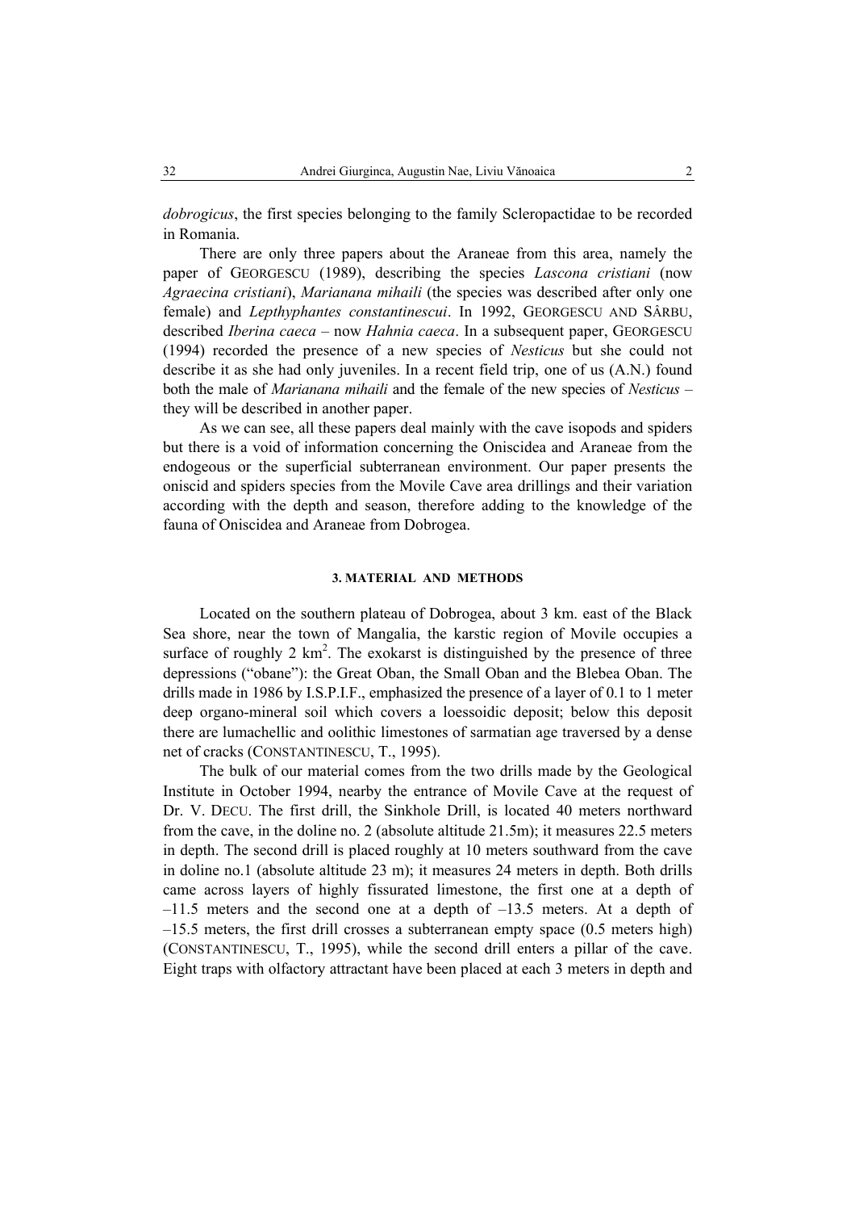*dobrogicus*, the first species belonging to the family Scleropactidae to be recorded in Romania.

There are only three papers about the Araneae from this area, namely the paper of GEORGESCU (1989), describing the species *Lascona cristiani* (now *Agraecina cristiani*), *Marianana mihaili* (the species was described after only one female) and *Lepthyphantes constantinescui*. In 1992, GEORGESCU AND SÂRBU, described *Iberina caeca* – now *Hahnia caeca*. In a subsequent paper, GEORGESCU (1994) recorded the presence of a new species of *Nesticus* but she could not describe it as she had only juveniles. In a recent field trip, one of us (A.N.) found both the male of *Marianana mihaili* and the female of the new species of *Nesticus* – they will be described in another paper.

As we can see, all these papers deal mainly with the cave isopods and spiders but there is a void of information concerning the Oniscidea and Araneae from the endogeous or the superficial subterranean environment. Our paper presents the oniscid and spiders species from the Movile Cave area drillings and their variation according with the depth and season, therefore adding to the knowledge of the fauna of Oniscidea and Araneae from Dobrogea.

## 3. MATERIAL AND METHODS

Located on the southern plateau of Dobrogea, about 3 km. east of the Black Sea shore, near the town of Mangalia, the karstic region of Movile occupies a surface of roughly 2 km$^2$. The exokarst is distinguished by the presence of three depressions ("obane"): the Great Oban, the Small Oban and the Blebea Oban. The drills made in 1986 by I.S.P.I.F., emphasized the presence of a layer of 0.1 to 1 meter deep organo-mineral soil which covers a loessoidic deposit; below this deposit there are lumachellic and oolithic limestones of sarmatian age traversed by a dense net of cracks (CONSTANTINESCU, T., 1995).

The bulk of our material comes from the two drills made by the Geological Institute in October 1994, nearby the entrance of Movile Cave at the request of Dr. V. DECU. The first drill, the Sinkhole Drill, is located 40 meters northward from the cave, in the doline no. 2 (absolute altitude 21.5m); it measures 22.5 meters in depth. The second drill is placed roughly at 10 meters southward from the cave in doline no.1 (absolute altitude 23 m); it measures 24 meters in depth. Both drills came across layers of highly fissurated limestone, the first one at a depth of –11.5 meters and the second one at a depth of –13.5 meters. At a depth of –15.5 meters, the first drill crosses a subterranean empty space (0.5 meters high) (CONSTANTINESCU, T., 1995), while the second drill enters a pillar of the cave. Eight traps with olfactory attractant have been placed at each 3 meters in depth and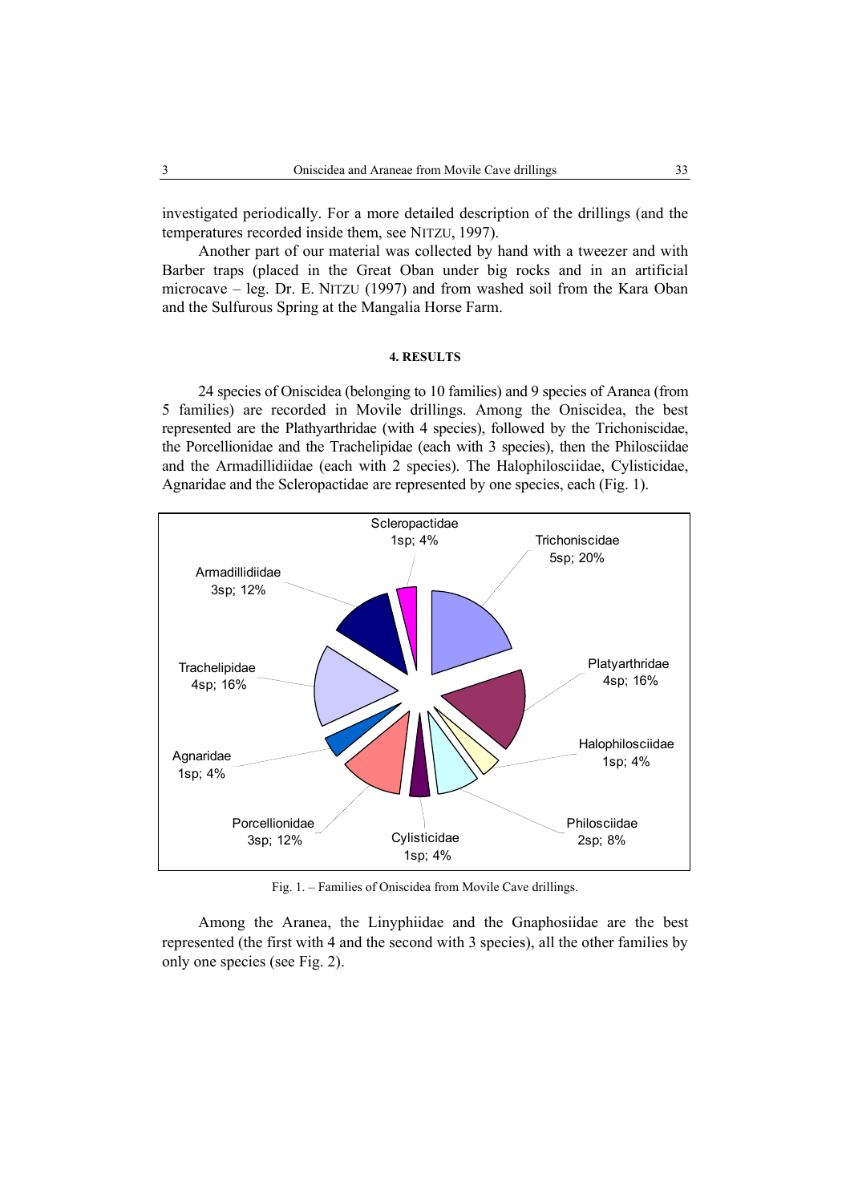investigated periodically. For a more detailed description of the drillings (and the temperatures recorded inside them, see NITZU, 1997).

Another part of our material was collected by hand with a tweezer and with Barber traps (placed in the Great Oban under big rocks and in an artificial microcave – leg. Dr. E. NITZU (1997) and from washed soil from the Kara Oban and the Sulfurous Spring at the Mangalia Horse Farm.

#### 4. RESULTS

24 species of Oniscidea (belonging to 10 families) and 9 species of Aranea (from 5 families) are recorded in Movile drillings. Among the Oniscidea, the best represented are the Plathyarthridae (with 4 species), followed by the Trichoniscidae, the Porcellionidae and the Trachelipidae (each with 3 species), then the Philosciidae and the Armadillidiidae (each with 2 species). The Halophilosciidae, Cylisticidae, Agnaridae and the Scleropactidae are represented by one species, each (Fig. 1).

Fig. 1. – Families of Oniscidea from Movile Cave drillings.

Among the Aranea, the Linyphiidae and the Gnaphosiidae are the best represented (the first with 4 and the second with 3 species), all the other families by only one species (see Fig. 2).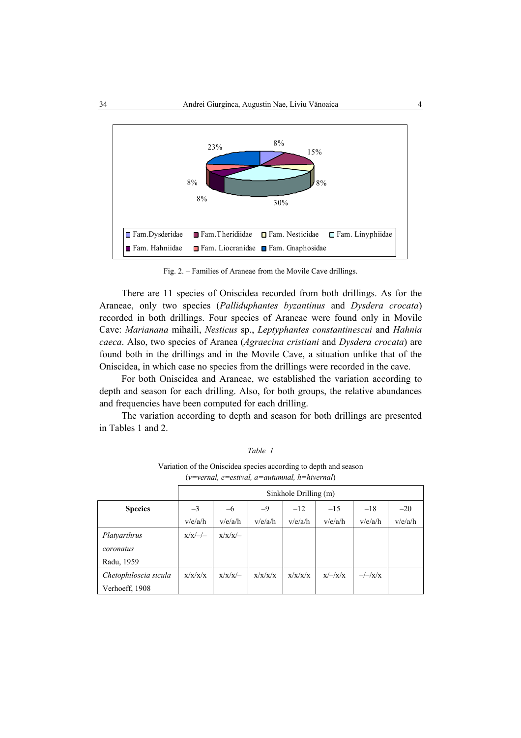Fig. 2. – Families of Araneae from the Movile Cave drillings.

There are 11 species of Oniscidea recorded from both drillings. As for the Araneae, only two species (*Palliduphantes byzantinus* and *Dysdera crocata*) recorded in both drillings. Four species of Araneae were found only in Movile Cave: *Marianana* mihaili, *Nesticus* sp., *Leptyphantes constantinescui* and *Hahnia caeca*. Also, two species of Aranea (*Agraecina cristiani* and *Dysdera crocata*) are found both in the drillings and in the Movile Cave, a situation unlike that of the Oniscidea, in which case no species from the drillings were recorded in the cave.

For both Oniscidea and Araneae, we established the variation according to depth and season for each drilling. Also, for both groups, the relative abundances and frequencies have been computed for each drilling.

The variation according to depth and season for both drillings are presented in Tables 1 and 2.

*Table 1*

Variation of the Oniscidea species according to depth and season
(*v=vernal, e=estival, a=autumnal, h=hivernal*)

| | Sinkhole Drilling (m) | | | | | | |
|---|---|---|---|---|---|---|---|
| **Species** | –3<br>v/e/a/h | –6<br>v/e/a/h | –9<br>v/e/a/h | –12<br>v/e/a/h | –15<br>v/e/a/h | –18<br>v/e/a/h | –20<br>v/e/a/h |
| *Platyarthrus coronatus* Radu, 1959 | x/x/–/– | x/x/x/– | | | | | |
| *Chetophiloscia sicula* Verhoeff, 1908 | x/x/x/x | x/x/x/– | x/x/x/x | x/x/x/x | x/–/x/x | –/–/x/x | |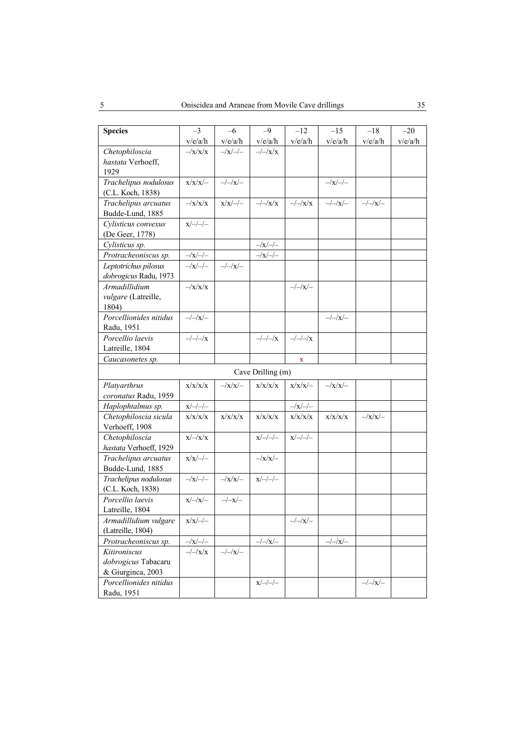| **Species** | –3 v/e/a/h | –6 v/e/a/h | –9 v/e/a/h | –12 v/e/a/h | –15 v/e/a/h | –18 v/e/a/h | –20 v/e/a/h |
|---|---|---|---|---|---|---|---|
| *Chetophiloscia hastata* Verhoeff, 1929 | –/x/x/x | –/x/–/– | –/–/x/x | | | | |
| *Trachelipus nodulosus* (C.L. Koch, 1838) | x/x/x/– | –/–/x/– | | | –/x/–/– | | |
| *Trachelipus arcuatus* Budde-Lund, 1885 | –/x/x/x | x/x/–/– | –/–/x/x | –/–/x/x | –/–/x/– | –/–/x/– | |
| *Cylisticus convexus* (De Geer, 1778) | x/–/–/– | | | | | | |
| *Cylisticus sp.* | | | –/x/–/– | | | | |
| *Protracheoniscus sp.* | –/x/–/– | | –/x/–/– | | | | |
| *Leptotrichus pilosus dobrogicus* Radu, 1973 | –/x/–/– | –/–/x/– | | | | | |
| *Armadillidium vulgare* (Latreille, 1804) | –/x/x/x | | | –/–/x/– | | | |
| *Porcellionides nitidus* Radu, 1951 | –/–/x/– | | | | –/–/x/– | | |
| *Porcellio laevis* Latreille, 1804 | –/–/–/x | | –/–/–/x | –/–/–/x | | | |
| *Caucasonetes sp.* | | | | x | | | |
| Cave Drilling (m) | | | | | | | |
| *Platyarthrus coronatus* Radu, 1959 | x/x/x/x | –/x/x/– | x/x/x/x | x/x/x/– | –/x/x/– | | |
| *Haplophtalmus sp.* | x/–/–/– | | | –/x/–/– | | | |
| *Chetophiloscia sicula* Verhoeff, 1908 | x/x/x/x | x/x/x/x | x/x/x/x | x/x/x/x | x/x/x/x | –/x/x/– | |
| *Chetophiloscia hastata* Verhoeff, 1929 | x/–/x/x | | x/–/–/– | x/–/–/– | | | |
| *Trachelipus arcuatus* Budde-Lund, 1885 | x/x/–/– | | –/x/x/– | | | | |
| *Trachelipus nodulosus* (C.L. Koch, 1838) | –/x/–/– | –/x/x/– | x/–/–/– | | | | |
| *Porcellio laevis* Latreille, 1804 | x/–/x/– | –/–x/– | | | | | |
| *Armadillidium vulgare* (Latreille, 1804) | x/x/–/– | | | –/–/x/– | | | |
| *Protracheoniscus sp.* | –/x/–/– | | –/–/x/– | | –/–/x/– | | |
| *Kitironiscus dobrogicus* Tabacaru & Giurginca, 2003 | –/–/x/x | –/–/x/– | | | | | |
| *Porcellionides nitidus* Radu, 1951 | | | x/–/–/– | | | –/–/x/– | |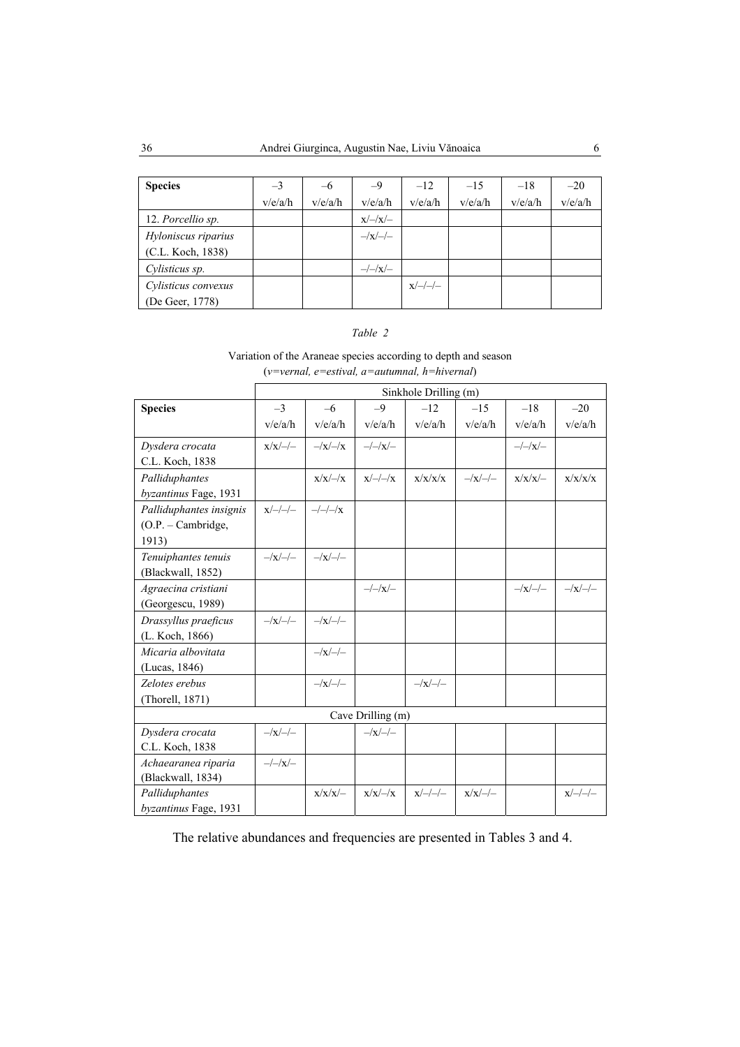| **Species** | –3<br>v/e/a/h | –6<br>v/e/a/h | –9<br>v/e/a/h | –12<br>v/e/a/h | –15<br>v/e/a/h | –18<br>v/e/a/h | –20<br>v/e/a/h |
|---|---|---|---|---|---|---|---|
| 12. *Porcellio sp.* | | | x/–/x/– | | | | |
| *Hyloniscus riparius* (C.L. Koch, 1838) | | | –/x/–/– | | | | |
| *Cylisticus sp.* | | | –/–/x/– | | | | |
| *Cylisticus convexus* (De Geer, 1778) | | | | x/–/–/– | | | |

*Table 2*

Variation of the Araneae species according to depth and season
(*v=vernal, e=estival, a=autumnal, h=hivernal*)

| | Sinkhole Drilling (m) | | | | | | |
|---|---|---|---|---|---|---|---|
| **Species** | –3<br>v/e/a/h | –6<br>v/e/a/h | –9<br>v/e/a/h | –12<br>v/e/a/h | –15<br>v/e/a/h | –18<br>v/e/a/h | –20<br>v/e/a/h |
| *Dysdera crocata* C.L. Koch, 1838 | x/x/–/– | –/x/–/x | –/–/x/– | | | –/–/x/– | |
| *Palliduphantes byzantinus* Fage, 1931 | | x/x/–/x | x/–/–/x | x/x/x/x | –/x/–/– | x/x/x/– | x/x/x/x |
| *Palliduphantes insignis* (O.P. – Cambridge, 1913) | x/–/–/– | –/–/–/x | | | | | |
| *Tenuiphantes tenuis* (Blackwall, 1852) | –/x/–/– | –/x/–/– | | | | | |
| *Agraecina cristiani* (Georgescu, 1989) | | | –/–/x/– | | | –/x/–/– | –/x/–/– |
| *Drassyllus praeficus* (L. Koch, 1866) | –/x/–/– | –/x/–/– | | | | | |
| *Micaria albovitata* (Lucas, 1846) | | –/x/–/– | | | | | |
| *Zelotes erebus* (Thorell, 1871) | | –/x/–/– | | –/x/–/– | | | |
| | Cave Drilling (m) | | | | | | |
| *Dysdera crocata* C.L. Koch, 1838 | –/x/–/– | | –/x/–/– | | | | |
| *Achaearanea riparia* (Blackwall, 1834) | –/–/x/– | | | | | | |
| *Palliduphantes byzantinus* Fage, 1931 | | x/x/x/– | x/x/–/x | x/–/–/– | x/x/–/– | | x/–/–/– |

The relative abundances and frequencies are presented in Tables 3 and 4.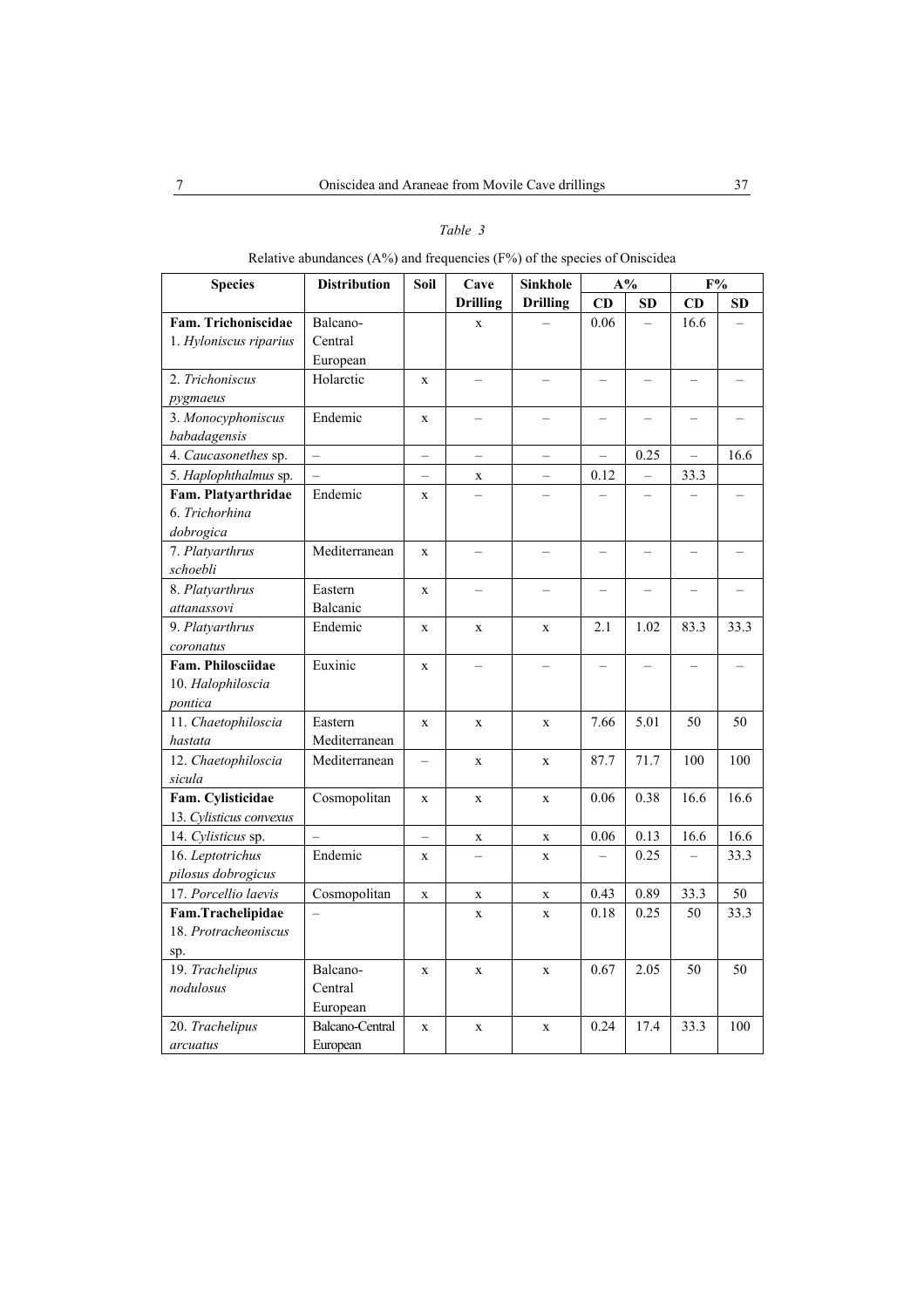*Table 3*

Relative abundances (A%) and frequencies (F%) of the species of Oniscidea

| Species | Distribution | Soil | Cave Drilling | Sinkhole Drilling | A% | | F% | |
|---|---|---|---|---|---|---|---|---|
| | | | | | CD | SD | CD | SD |
| **Fam. Trichoniscidae** 1. *Hyloniscus riparius* | Balcano-Central European | | x | – | 0.06 | – | 16.6 | – |
| 2. *Trichoniscus pygmaeus* | Holarctic | x | – | – | – | – | – | – |
| 3. *Monocyphoniscus babadagensis* | Endemic | x | – | – | – | – | – | – |
| 4. *Caucasonethes* sp. | – | – | – | – | – | 0.25 | – | 16.6 |
| 5. *Haplophthalmus* sp. | – | – | x | – | 0.12 | – | 33.3 | |
| **Fam. Platyarthridae** 6. *Trichorhina dobrogica* | Endemic | x | – | – | – | – | – | – |
| 7. *Platyarthrus schoebli* | Mediterranean | x | – | – | – | – | – | – |
| 8. *Platyarthrus attanassovi* | Eastern Balcanic | x | – | – | – | – | – | – |
| 9. *Platyarthrus coronatus* | Endemic | x | x | x | 2.1 | 1.02 | 83.3 | 33.3 |
| **Fam. Philosciidae** 10. *Halophiloscia pontica* | Euxinic | x | – | – | – | – | – | – |
| 11. *Chaetophiloscia hastata* | Eastern Mediterranean | x | x | x | 7.66 | 5.01 | 50 | 50 |
| 12. *Chaetophiloscia sicula* | Mediterranean | – | x | x | 87.7 | 71.7 | 100 | 100 |
| **Fam. Cylisticidae** 13. *Cylisticus convexus* | Cosmopolitan | x | x | x | 0.06 | 0.38 | 16.6 | 16.6 |
| 14. *Cylisticus* sp. | – | – | x | x | 0.06 | 0.13 | 16.6 | 16.6 |
| 16. *Leptotrichus pilosus dobrogicus* | Endemic | x | – | x | – | 0.25 | – | 33.3 |
| 17. *Porcellio laevis* | Cosmopolitan | x | x | x | 0.43 | 0.89 | 33.3 | 50 |
| **Fam.Trachelipidae** 18. *Protracheoniscus* sp. | – | | x | x | 0.18 | 0.25 | 50 | 33.3 |
| 19. *Trachelipus nodulosus* | Balcano-Central European | x | x | x | 0.67 | 2.05 | 50 | 50 |
| 20. *Trachelipus arcuatus* | Balcano-Central European | x | x | x | 0.24 | 17.4 | 33.3 | 100 |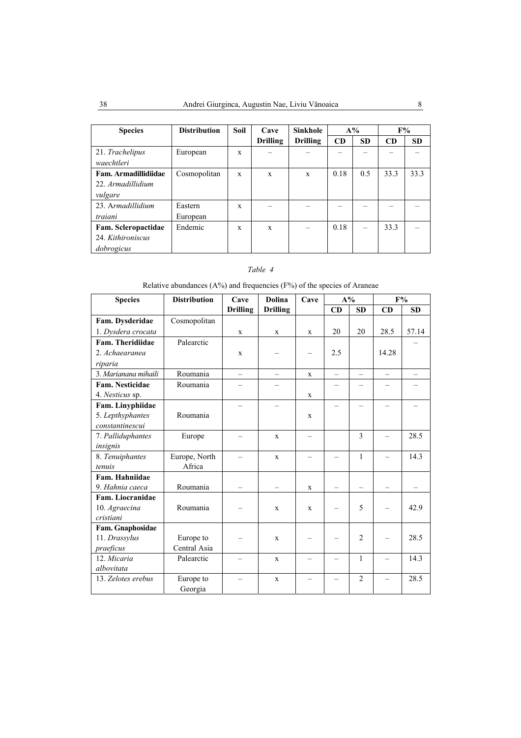| Species | Distribution | Soil | Cave Drilling | Sinkhole Drilling | A% | | F% | |
|---|---|---|---|---|---|---|---|---|
| | | | | | CD | SD | CD | SD |
| 21. *Trachelipus waechtleri* | European | x | – | – | – | – | – | – |
| **Fam. Armadillidiidae** 22. *Armadillidium vulgare* | Cosmopolitan | x | x | x | 0.18 | 0.5 | 33.3 | 33.3 |
| 23. *Armadillidium traiani* | Eastern European | x | – | – | – | – | – | – |
| **Fam. Scleropactidae** 24. *Kithironiscus dobrogicus* | Endemic | x | x | – | 0.18 | – | 33.3 | – |

*Table 4*

Relative abundances (A%) and frequencies (F%) of the species of Araneae

| Species | Distribution | Cave Drilling | Dolina Drilling | Cave | A% | | F% | |
|---|---|---|---|---|---|---|---|---|
| | | | | | CD | SD | CD | SD |
| **Fam. Dysderidae** 1. *Dysdera crocata* | Cosmopolitan | x | x | x | 20 | 20 | 28.5 | 57.14 |
| **Fam. Theridiidae** 2. *Achaearanea riparia* | Palearctic | x | – | – | 2.5 | | 14.28 | – |
| 3. *Marianana mihaili* | Roumania | – | – | x | – | – | – | – |
| **Fam. Nesticidae** 4. *Nesticus* sp. | Roumania | – | – | x | – | – | – | – |
| **Fam. Linyphiidae** 5. *Lepthyphantes constantinescui* | Roumania | – | – | x | – | – | – | – |
| 7. *Palliduphantes insignis* | Europe | – | x | – | | 3 | – | 28.5 |
| 8. *Tenuiphantes tenuis* | Europe, North Africa | – | x | – | – | 1 | – | 14.3 |
| **Fam. Hahniidae** 9. *Hahnia caeca* | Roumania | – | – | x | – | – | – | – |
| **Fam. Liocranidae** 10. *Agraecina cristiani* | Roumania | – | x | x | – | 5 | – | 42.9 |
| **Fam. Gnaphosidae** 11. *Drassylus praeficus* | Europe to Central Asia | – | x | – | – | 2 | – | 28.5 |
| 12. *Micaria albovitata* | Palearctic | – | x | – | – | 1 | – | 14.3 |
| 13. *Zelotes erebus* | Europe to Georgia | – | x | – | – | 2 | – | 28.5 |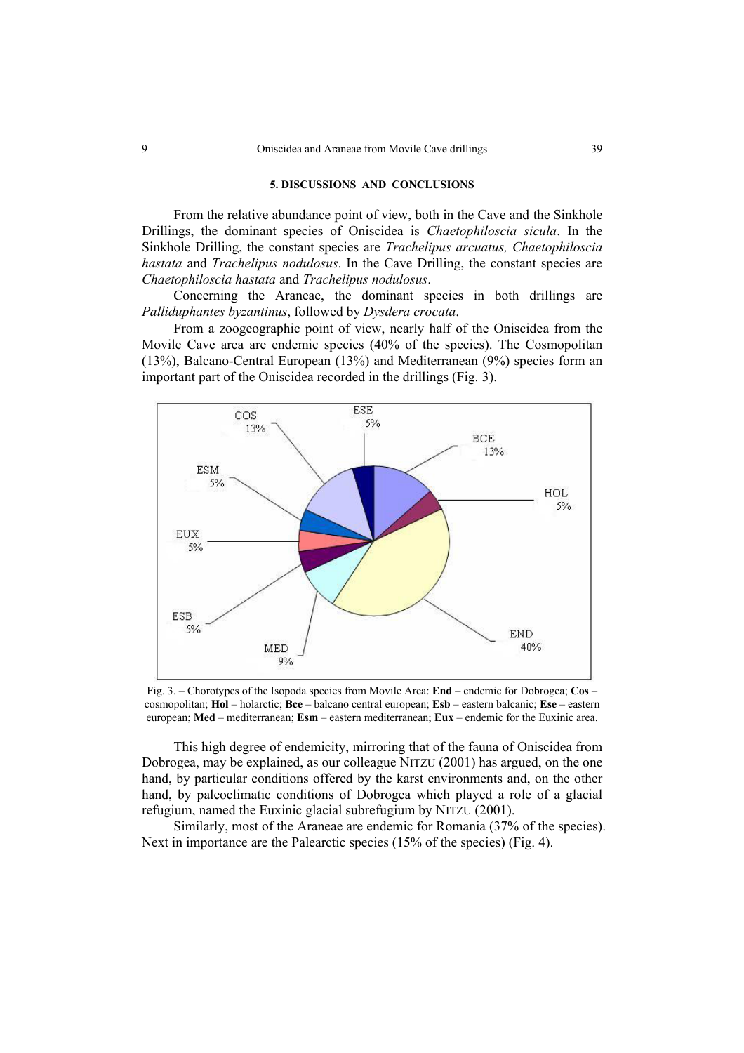## 5. DISCUSSIONS AND CONCLUSIONS

From the relative abundance point of view, both in the Cave and the Sinkhole Drillings, the dominant species of Oniscidea is *Chaetophiloscia sicula*. In the Sinkhole Drilling, the constant species are *Trachelipus arcuatus, Chaetophiloscia hastata* and *Trachelipus nodulosus*. In the Cave Drilling, the constant species are *Chaetophiloscia hastata* and *Trachelipus nodulosus*.

Concerning the Araneae, the dominant species in both drillings are *Palliduphantes byzantinus*, followed by *Dysdera crocata*.

From a zoogeographic point of view, nearly half of the Oniscidea from the Movile Cave area are endemic species (40% of the species). The Cosmopolitan (13%), Balcano-Central European (13%) and Mediterranean (9%) species form an important part of the Oniscidea recorded in the drillings (Fig. 3).

Fig. 3. – Chorotypes of the Isopoda species from Movile Area: **End** – endemic for Dobrogea; **Cos** – cosmopolitan; **Hol** – holarctic; **Bce** – balcano central european; **Esb** – eastern balcanic; **Ese** – eastern european; **Med** – mediterranean; **Esm** – eastern mediterranean; **Eux** – endemic for the Euxinic area.

This high degree of endemicity, mirroring that of the fauna of Oniscidea from Dobrogea, may be explained, as our colleague NITZU (2001) has argued, on the one hand, by particular conditions offered by the karst environments and, on the other hand, by paleoclimatic conditions of Dobrogea which played a role of a glacial refugium, named the Euxinic glacial subrefugium by NITZU (2001).

Similarly, most of the Araneae are endemic for Romania (37% of the species). Next in importance are the Palearctic species (15% of the species) (Fig. 4).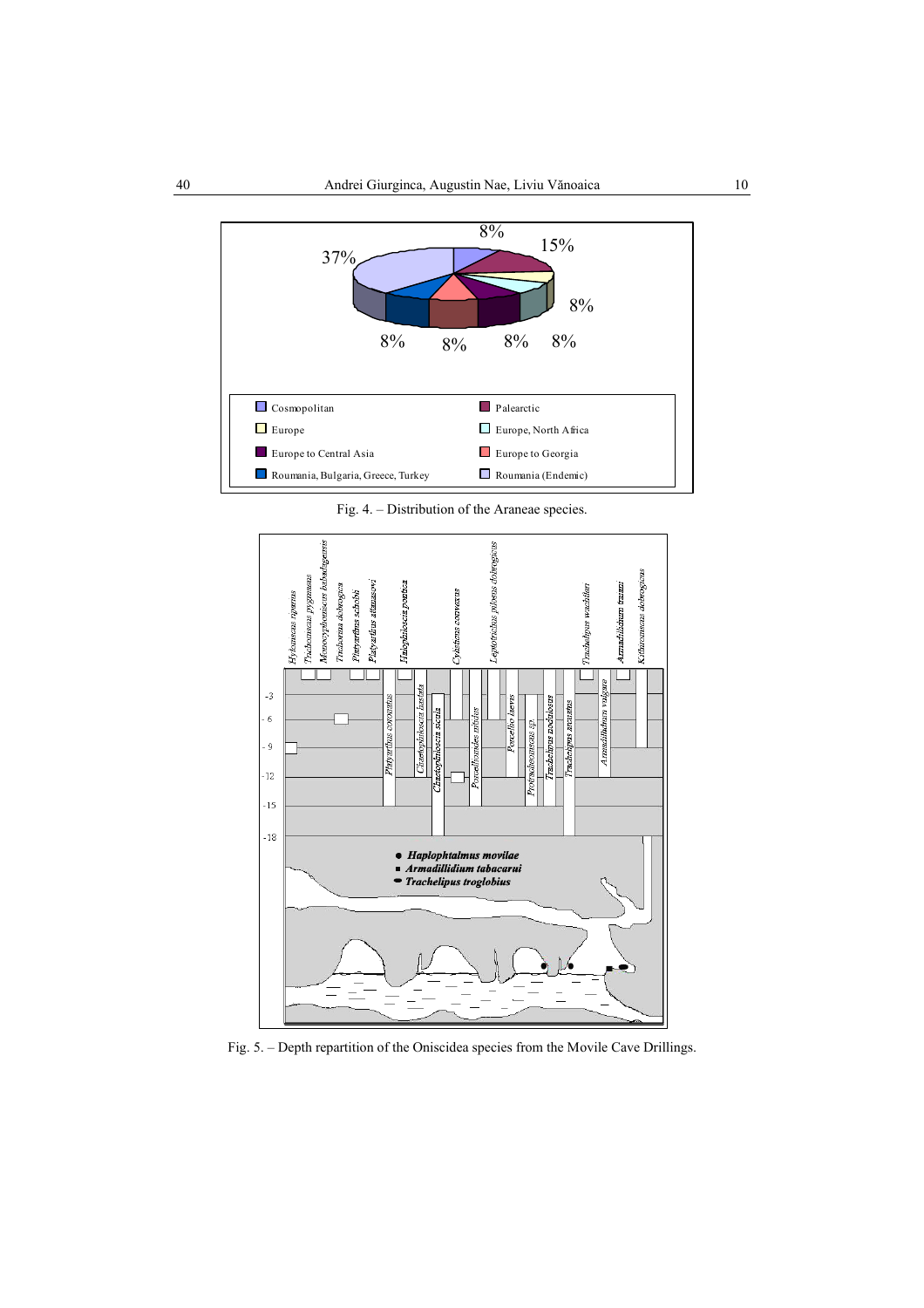Fig. 4. – Distribution of the Araneae species.

Fig. 5. – Depth repartition of the Oniscidea species from the Movile Cave Drillings.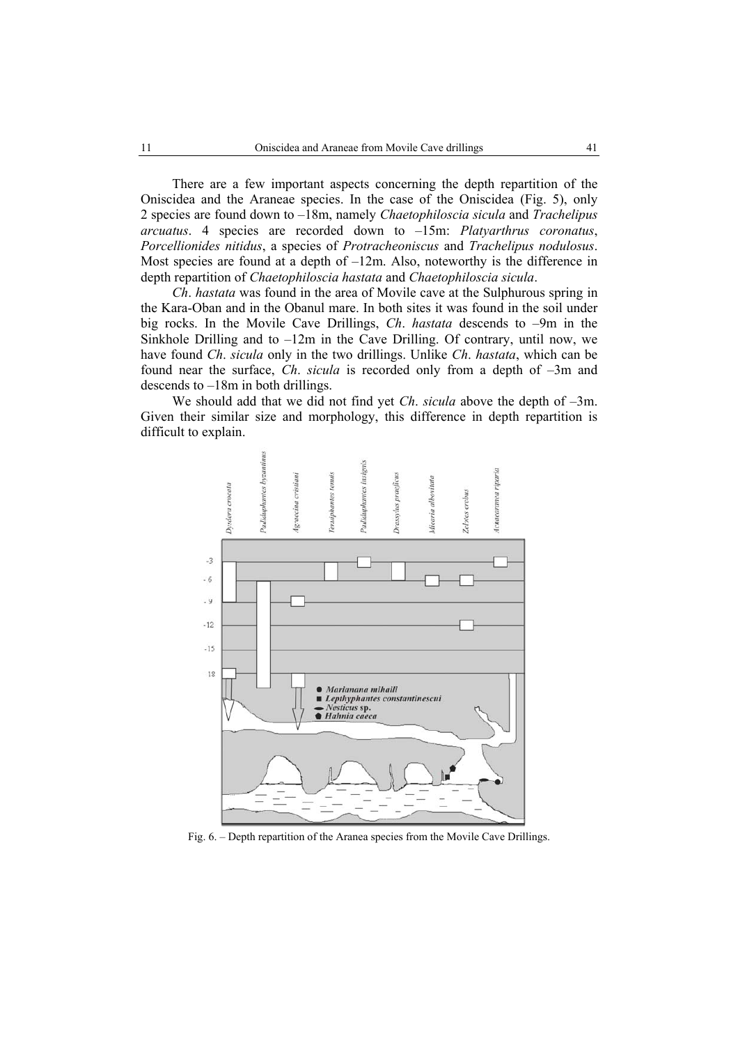There are a few important aspects concerning the depth repartition of the Oniscidea and the Araneae species. In the case of the Oniscidea (Fig. 5), only 2 species are found down to –18m, namely *Chaetophiloscia sicula* and *Trachelipus arcuatus*. 4 species are recorded down to –15m: *Platyarthrus coronatus*, *Porcellionides nitidus*, a species of *Protracheoniscus* and *Trachelipus nodulosus*. Most species are found at a depth of –12m. Also, noteworthy is the difference in depth repartition of *Chaetophiloscia hastata* and *Chaetophiloscia sicula*.

*Ch*. *hastata* was found in the area of Movile cave at the Sulphurous spring in the Kara-Oban and in the Obanul mare. In both sites it was found in the soil under big rocks. In the Movile Cave Drillings, *Ch*. *hastata* descends to –9m in the Sinkhole Drilling and to –12m in the Cave Drilling. Of contrary, until now, we have found *Ch*. *sicula* only in the two drillings. Unlike *Ch*. *hastata*, which can be found near the surface, *Ch*. *sicula* is recorded only from a depth of –3m and descends to –18m in both drillings.

We should add that we did not find yet *Ch*. *sicula* above the depth of –3m. Given their similar size and morphology, this difference in depth repartition is difficult to explain.

Fig. 6. – Depth repartition of the Aranea species from the Movile Cave Drillings.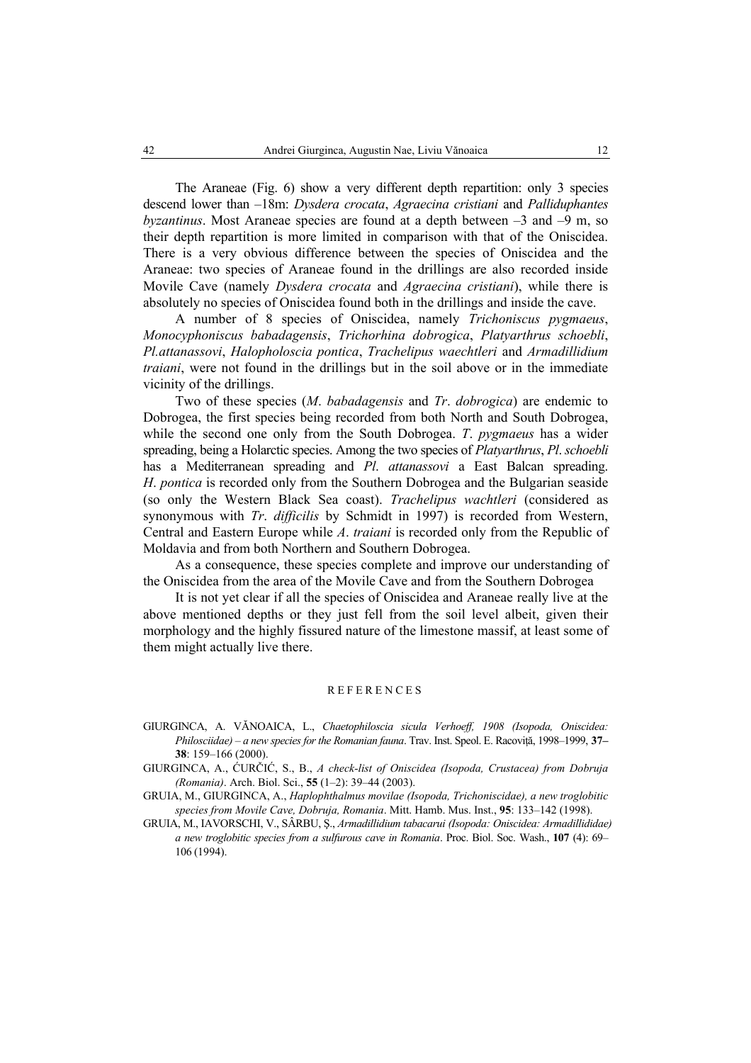The Araneae (Fig. 6) show a very different depth repartition: only 3 species descend lower than –18m: *Dysdera crocata*, *Agraecina cristiani* and *Palliduphantes byzantinus*. Most Araneae species are found at a depth between –3 and –9 m, so their depth repartition is more limited in comparison with that of the Oniscidea. There is a very obvious difference between the species of Oniscidea and the Araneae: two species of Araneae found in the drillings are also recorded inside Movile Cave (namely *Dysdera crocata* and *Agraecina cristiani*), while there is absolutely no species of Oniscidea found both in the drillings and inside the cave.

A number of 8 species of Oniscidea, namely *Trichoniscus pygmaeus*, *Monocyphoniscus babadagensis*, *Trichorhina dobrogica*, *Platyarthrus schoebli*, *Pl.attanassovi*, *Halopholoscia pontica*, *Trachelipus waechtleri* and *Armadillidium traiani*, were not found in the drillings but in the soil above or in the immediate vicinity of the drillings.

Two of these species (*M. babadagensis* and *Tr. dobrogica*) are endemic to Dobrogea, the first species being recorded from both North and South Dobrogea, while the second one only from the South Dobrogea. *T. pygmaeus* has a wider spreading, being a Holarctic species. Among the two species of *Platyarthrus*, *Pl. schoebli* has a Mediterranean spreading and *Pl. attanassovi* a East Balcan spreading. *H. pontica* is recorded only from the Southern Dobrogea and the Bulgarian seaside (so only the Western Black Sea coast). *Trachelipus wachtleri* (considered as synonymous with *Tr. difficilis* by Schmidt in 1997) is recorded from Western, Central and Eastern Europe while *A. traiani* is recorded only from the Republic of Moldavia and from both Northern and Southern Dobrogea.

As a consequence, these species complete and improve our understanding of the Oniscidea from the area of the Movile Cave and from the Southern Dobrogea

It is not yet clear if all the species of Oniscidea and Araneae really live at the above mentioned depths or they just fell from the soil level albeit, given their morphology and the highly fissured nature of the limestone massif, at least some of them might actually live there.

## REFERENCES

GIURGINCA, A. VĂNOAICA, L., *Chaetophiloscia sicula Verhoeff, 1908 (Isopoda, Oniscidea: Philosciidae) – a new species for the Romanian fauna*. Trav. Inst. Speol. E. Racoviță, 1998–1999, **37–38**: 159–166 (2000).

GIURGINCA, A., ĆURČIĆ, S., B., *A check-list of Oniscidea (Isopoda, Crustacea) from Dobruja (Romania)*. Arch. Biol. Sci., **55** (1–2): 39–44 (2003).

GRUIA, M., GIURGINCA, A., *Haplophthalmus movilae (Isopoda, Trichoniscidae), a new troglobitic species from Movile Cave, Dobruja, Romania*. Mitt. Hamb. Mus. Inst., **95**: 133–142 (1998).

GRUIA, M., IAVORSCHI, V., SÂRBU, Ș., *Armadillidium tabacarui (Isopoda: Oniscidea: Armadillididae) a new troglobitic species from a sulfurous cave in Romania*. Proc. Biol. Soc. Wash., **107** (4): 69–106 (1994).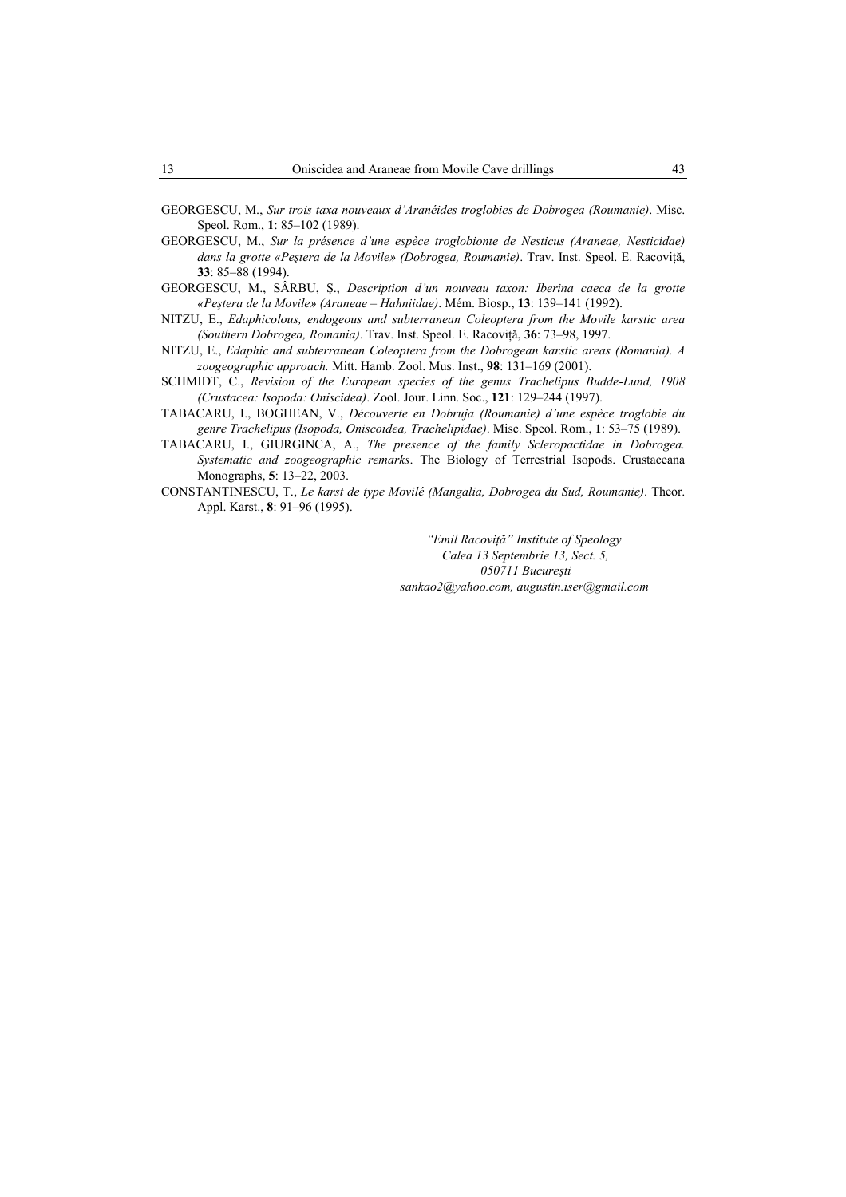GEORGESCU, M., *Sur trois taxa nouveaux d'Aranéides troglobies de Dobrogea (Roumanie)*. Misc. Speol. Rom., **1**: 85–102 (1989).

GEORGESCU, M., *Sur la présence d'une espèce troglobionte de Nesticus (Araneae, Nesticidae) dans la grotte «Peştera de la Movile» (Dobrogea, Roumanie)*. Trav. Inst. Speol. E. Racoviță, **33**: 85–88 (1994).

GEORGESCU, M., SÂRBU, Ș., *Description d'un nouveau taxon: Iberina caeca de la grotte «Peştera de la Movile» (Araneae – Hahniidae)*. Mém. Biosp., **13**: 139–141 (1992).

NITZU, E., *Edaphicolous, endogeous and subterranean Coleoptera from the Movile karstic area (Southern Dobrogea, Romania)*. Trav. Inst. Speol. E. Racoviță, **36**: 73–98, 1997.

NITZU, E., *Edaphic and subterranean Coleoptera from the Dobrogean karstic areas (Romania). A zoogeographic approach.* Mitt. Hamb. Zool. Mus. Inst., **98**: 131–169 (2001).

SCHMIDT, C., *Revision of the European species of the genus Trachelipus Budde-Lund, 1908 (Crustacea: Isopoda: Oniscidea)*. Zool. Jour. Linn. Soc., **121**: 129–244 (1997).

TABACARU, I., BOGHEAN, V., *Découverte en Dobruja (Roumanie) d'une espèce troglobie du genre Trachelipus (Isopoda, Oniscoidea, Trachelipidae)*. Misc. Speol. Rom., **1**: 53–75 (1989).

TABACARU, I., GIURGINCA, A., *The presence of the family Scleropactidae in Dobrogea. Systematic and zoogeographic remarks*. The Biology of Terrestrial Isopods. Crustaceana Monographs, **5**: 13–22, 2003.

CONSTANTINESCU, T., *Le karst de type Movilé (Mangalia, Dobrogea du Sud, Roumanie)*. Theor. Appl. Karst., **8**: 91–96 (1995).

*"Emil Racoviță" Institute of Speology*
*Calea 13 Septembrie 13, Sect. 5,*
*050711 București*
*sankao2@yahoo.com, augustin.iser@gmail.com*